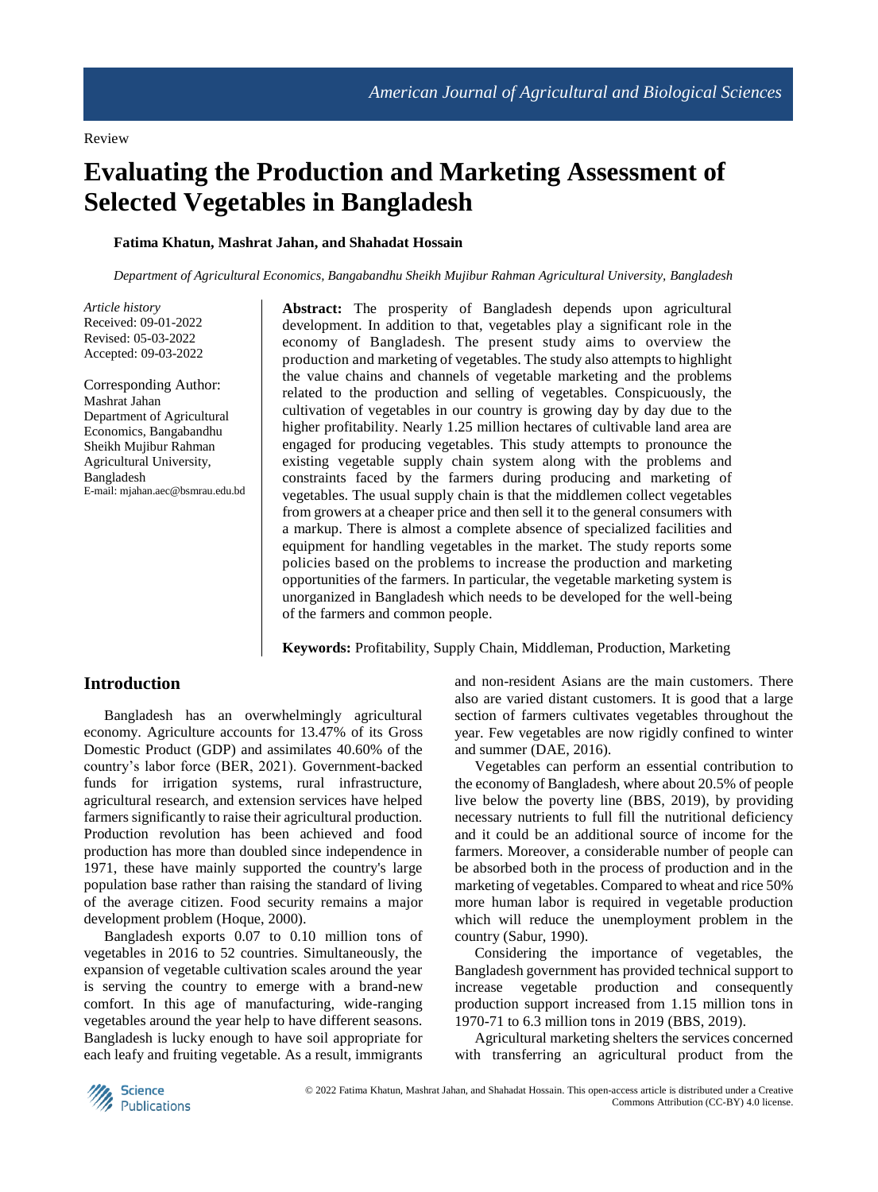Review

# Evaluating the Production and Marketing Assessment of Selected Vegetables in Bangladesh

**Fatima Khatun, Mashrat Jahan, and Shahadat Hossain**

*Department of Agricultural Economics, Bangabandhu Sheikh Mujibur Rahman Agricultural University, Bangladesh*

*Article history*
Received: 09-01-2022
Revised: 05-03-2022
Accepted: 09-03-2022

Corresponding Author:
Mashrat Jahan
Department of Agricultural Economics, Bangabandhu Sheikh Mujibur Rahman Agricultural University, Bangladesh
E-mail: mjahan.aec@bsmrau.edu.bd

**Abstract:** The prosperity of Bangladesh depends upon agricultural development. In addition to that, vegetables play a significant role in the economy of Bangladesh. The present study aims to overview the production and marketing of vegetables. The study also attempts to highlight the value chains and channels of vegetable marketing and the problems related to the production and selling of vegetables. Conspicuously, the cultivation of vegetables in our country is growing day by day due to the higher profitability. Nearly 1.25 million hectares of cultivable land area are engaged for producing vegetables. This study attempts to pronounce the existing vegetable supply chain system along with the problems and constraints faced by the farmers during producing and marketing of vegetables. The usual supply chain is that the middlemen collect vegetables from growers at a cheaper price and then sell it to the general consumers with a markup. There is almost a complete absence of specialized facilities and equipment for handling vegetables in the market. The study reports some policies based on the problems to increase the production and marketing opportunities of the farmers. In particular, the vegetable marketing system is unorganized in Bangladesh which needs to be developed for the well-being of the farmers and common people.

**Keywords:** Profitability, Supply Chain, Middleman, Production, Marketing

## Introduction

Bangladesh has an overwhelmingly agricultural economy. Agriculture accounts for 13.47% of its Gross Domestic Product (GDP) and assimilates 40.60% of the country's labor force (BER, 2021). Government-backed funds for irrigation systems, rural infrastructure, agricultural research, and extension services have helped farmers significantly to raise their agricultural production. Production revolution has been achieved and food production has more than doubled since independence in 1971, these have mainly supported the country's large population base rather than raising the standard of living of the average citizen. Food security remains a major development problem (Hoque, 2000).

Bangladesh exports 0.07 to 0.10 million tons of vegetables in 2016 to 52 countries. Simultaneously, the expansion of vegetable cultivation scales around the year is serving the country to emerge with a brand-new comfort. In this age of manufacturing, wide-ranging vegetables around the year help to have different seasons. Bangladesh is lucky enough to have soil appropriate for each leafy and fruiting vegetable. As a result, immigrants and non-resident Asians are the main customers. There also are varied distant customers. It is good that a large section of farmers cultivates vegetables throughout the year. Few vegetables are now rigidly confined to winter and summer (DAE, 2016).

Vegetables can perform an essential contribution to the economy of Bangladesh, where about 20.5% of people live below the poverty line (BBS, 2019), by providing necessary nutrients to full fill the nutritional deficiency and it could be an additional source of income for the farmers. Moreover, a considerable number of people can be absorbed both in the process of production and in the marketing of vegetables. Compared to wheat and rice 50% more human labor is required in vegetable production which will reduce the unemployment problem in the country (Sabur, 1990).

Considering the importance of vegetables, the Bangladesh government has provided technical support to increase vegetable production and consequently production support increased from 1.15 million tons in 1970-71 to 6.3 million tons in 2019 (BBS, 2019).

Agricultural marketing shelters the services concerned with transferring an agricultural product from the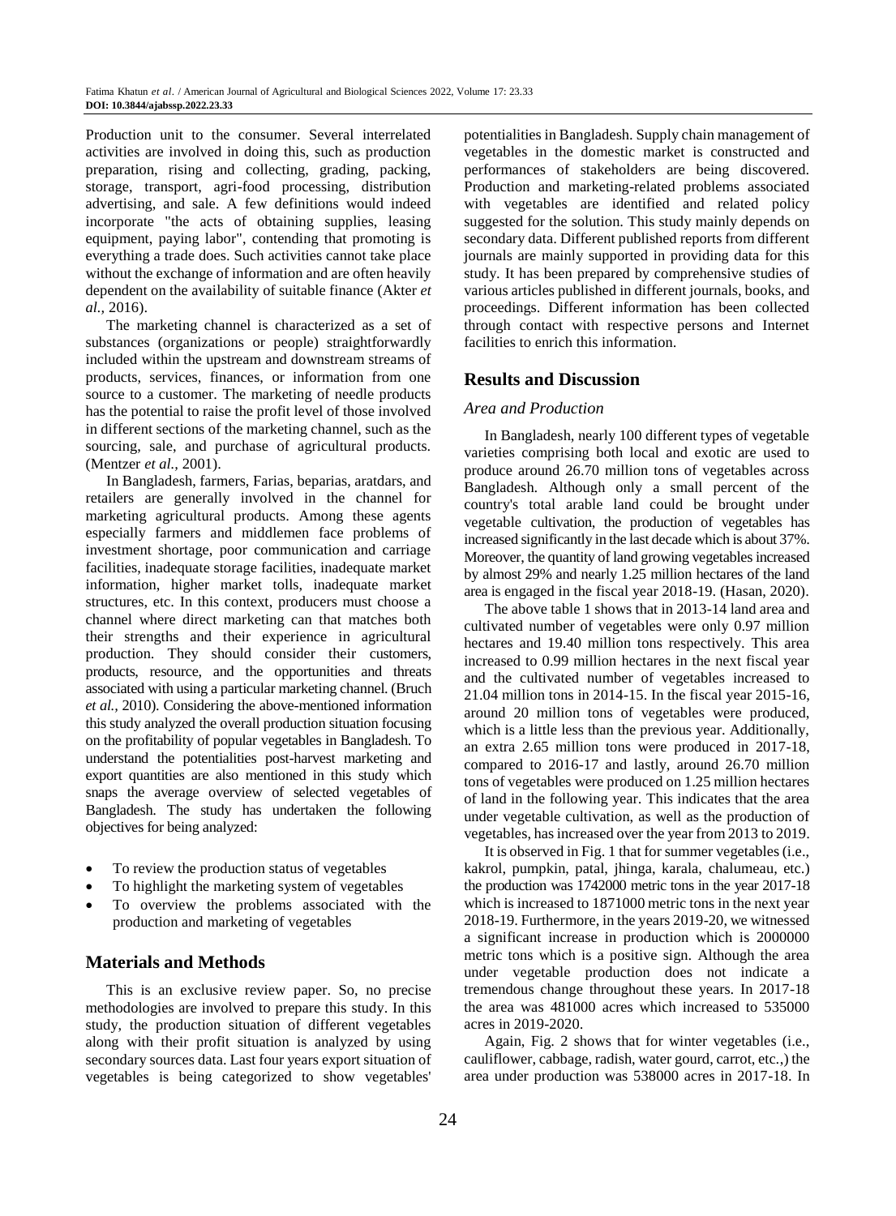Production unit to the consumer. Several interrelated activities are involved in doing this, such as production preparation, rising and collecting, grading, packing, storage, transport, agri-food processing, distribution advertising, and sale. A few definitions would indeed incorporate "the acts of obtaining supplies, leasing equipment, paying labor", contending that promoting is everything a trade does. Such activities cannot take place without the exchange of information and are often heavily dependent on the availability of suitable finance (Akter *et al.,* 2016).

The marketing channel is characterized as a set of substances (organizations or people) straightforwardly included within the upstream and downstream streams of products, services, finances, or information from one source to a customer. The marketing of needle products has the potential to raise the profit level of those involved in different sections of the marketing channel, such as the sourcing, sale, and purchase of agricultural products. (Mentzer *et al.,* 2001).

In Bangladesh, farmers, Farias, beparias, aratdars, and retailers are generally involved in the channel for marketing agricultural products. Among these agents especially farmers and middlemen face problems of investment shortage, poor communication and carriage facilities, inadequate storage facilities, inadequate market information, higher market tolls, inadequate market structures, etc. In this context, producers must choose a channel where direct marketing can that matches both their strengths and their experience in agricultural production. They should consider their customers, products, resource, and the opportunities and threats associated with using a particular marketing channel. (Bruch *et al.,* 2010). Considering the above-mentioned information this study analyzed the overall production situation focusing on the profitability of popular vegetables in Bangladesh. To understand the potentialities post-harvest marketing and export quantities are also mentioned in this study which snaps the average overview of selected vegetables of Bangladesh. The study has undertaken the following objectives for being analyzed:

- To review the production status of vegetables
- To highlight the marketing system of vegetables
- To overview the problems associated with the production and marketing of vegetables

## Materials and Methods

This is an exclusive review paper. So, no precise methodologies are involved to prepare this study. In this study, the production situation of different vegetables along with their profit situation is analyzed by using secondary sources data. Last four years export situation of vegetables is being categorized to show vegetables' potentialities in Bangladesh. Supply chain management of vegetables in the domestic market is constructed and performances of stakeholders are being discovered. Production and marketing-related problems associated with vegetables are identified and related policy suggested for the solution. This study mainly depends on secondary data. Different published reports from different journals are mainly supported in providing data for this study. It has been prepared by comprehensive studies of various articles published in different journals, books, and proceedings. Different information has been collected through contact with respective persons and Internet facilities to enrich this information.

## Results and Discussion

### *Area and Production*

In Bangladesh, nearly 100 different types of vegetable varieties comprising both local and exotic are used to produce around 26.70 million tons of vegetables across Bangladesh. Although only a small percent of the country's total arable land could be brought under vegetable cultivation, the production of vegetables has increased significantly in the last decade which is about 37%. Moreover, the quantity of land growing vegetables increased by almost 29% and nearly 1.25 million hectares of the land area is engaged in the fiscal year 2018-19. (Hasan, 2020).

The above table 1 shows that in 2013-14 land area and cultivated number of vegetables were only 0.97 million hectares and 19.40 million tons respectively. This area increased to 0.99 million hectares in the next fiscal year and the cultivated number of vegetables increased to 21.04 million tons in 2014-15. In the fiscal year 2015-16, around 20 million tons of vegetables were produced, which is a little less than the previous year. Additionally, an extra 2.65 million tons were produced in 2017-18, compared to 2016-17 and lastly, around 26.70 million tons of vegetables were produced on 1.25 million hectares of land in the following year. This indicates that the area under vegetable cultivation, as well as the production of vegetables, has increased over the year from 2013 to 2019.

It is observed in Fig. 1 that for summer vegetables (i.e., kakrol, pumpkin, patal, jhinga, karala, chalumeau, etc.) the production was 1742000 metric tons in the year 2017-18 which is increased to 1871000 metric tons in the next year 2018-19. Furthermore, in the years 2019-20, we witnessed a significant increase in production which is 2000000 metric tons which is a positive sign. Although the area under vegetable production does not indicate a tremendous change throughout these years. In 2017-18 the area was 481000 acres which increased to 535000 acres in 2019-2020.

Again, Fig. 2 shows that for winter vegetables (i.e., cauliflower, cabbage, radish, water gourd, carrot, etc.,) the area under production was 538000 acres in 2017-18. In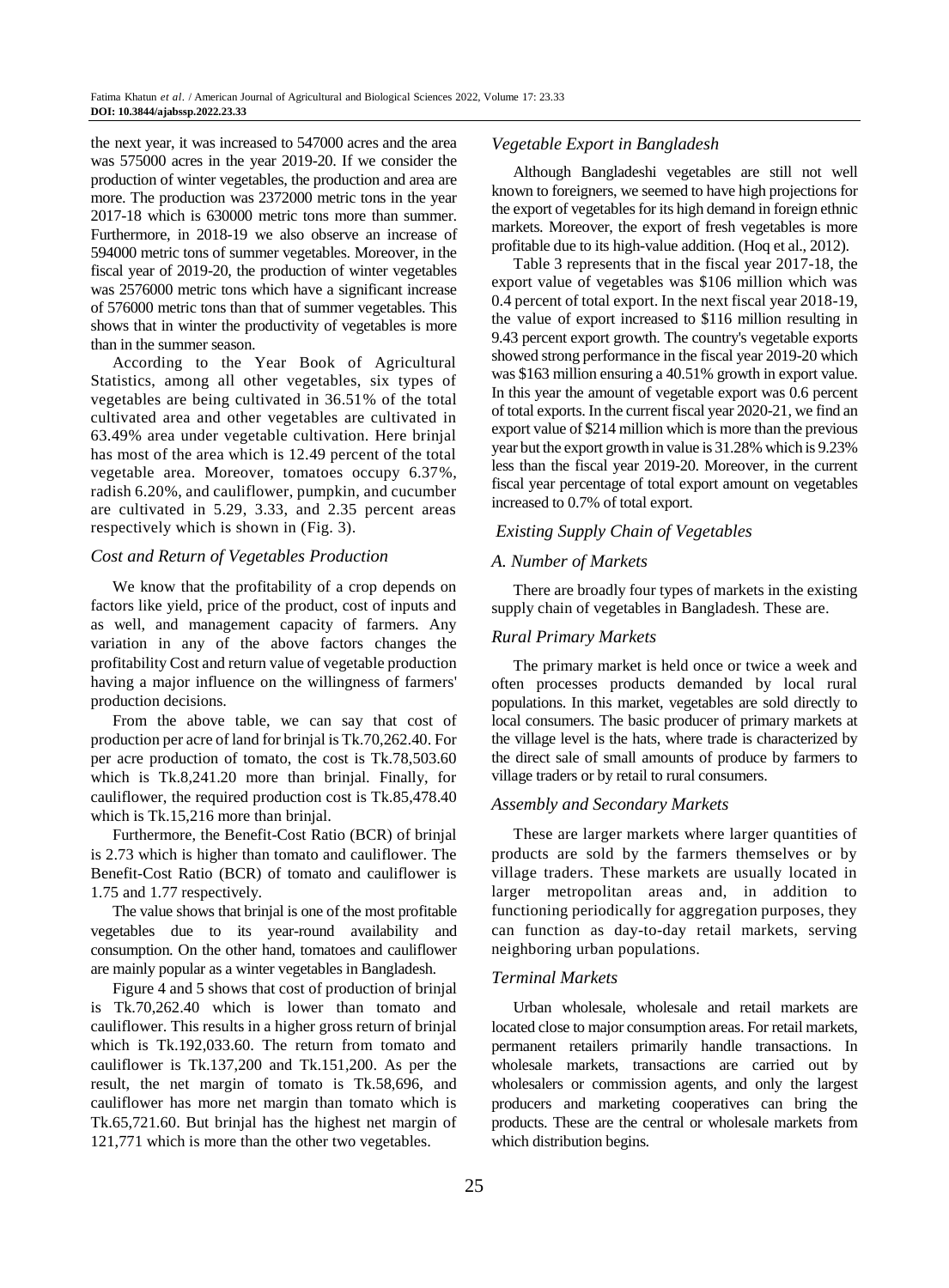the next year, it was increased to 547000 acres and the area was 575000 acres in the year 2019-20. If we consider the production of winter vegetables, the production and area are more. The production was 2372000 metric tons in the year 2017-18 which is 630000 metric tons more than summer. Furthermore, in 2018-19 we also observe an increase of 594000 metric tons of summer vegetables. Moreover, in the fiscal year of 2019-20, the production of winter vegetables was 2576000 metric tons which have a significant increase of 576000 metric tons than that of summer vegetables. This shows that in winter the productivity of vegetables is more than in the summer season.

According to the Year Book of Agricultural Statistics, among all other vegetables, six types of vegetables are being cultivated in 36.51% of the total cultivated area and other vegetables are cultivated in 63.49% area under vegetable cultivation. Here brinjal has most of the area which is 12.49 percent of the total vegetable area. Moreover, tomatoes occupy 6.37%, radish 6.20%, and cauliflower, pumpkin, and cucumber are cultivated in 5.29, 3.33, and 2.35 percent areas respectively which is shown in (Fig. 3).

### *Cost and Return of Vegetables Production*

We know that the profitability of a crop depends on factors like yield, price of the product, cost of inputs and as well, and management capacity of farmers. Any variation in any of the above factors changes the profitability Cost and return value of vegetable production having a major influence on the willingness of farmers' production decisions.

From the above table, we can say that cost of production per acre of land for brinjal is Tk.70,262.40. For per acre production of tomato, the cost is Tk.78,503.60 which is Tk.8,241.20 more than brinjal. Finally, for cauliflower, the required production cost is Tk.85,478.40 which is Tk.15,216 more than brinjal.

Furthermore, the Benefit-Cost Ratio (BCR) of brinjal is 2.73 which is higher than tomato and cauliflower. The Benefit-Cost Ratio (BCR) of tomato and cauliflower is 1.75 and 1.77 respectively.

The value shows that brinjal is one of the most profitable vegetables due to its year-round availability and consumption. On the other hand, tomatoes and cauliflower are mainly popular as a winter vegetables in Bangladesh.

Figure 4 and 5 shows that cost of production of brinjal is Tk.70,262.40 which is lower than tomato and cauliflower. This results in a higher gross return of brinjal which is Tk.192,033.60. The return from tomato and cauliflower is Tk.137,200 and Tk.151,200. As per the result, the net margin of tomato is Tk.58,696, and cauliflower has more net margin than tomato which is Tk.65,721.60. But brinjal has the highest net margin of 121,771 which is more than the other two vegetables.

### *Vegetable Export in Bangladesh*

Although Bangladeshi vegetables are still not well known to foreigners, we seemed to have high projections for the export of vegetables for its high demand in foreign ethnic markets. Moreover, the export of fresh vegetables is more profitable due to its high-value addition. (Hoq et al., 2012).

Table 3 represents that in the fiscal year 2017-18, the export value of vegetables was $106 million which was 0.4 percent of total export. In the next fiscal year 2018-19, the value of export increased to $116 million resulting in 9.43 percent export growth. The country's vegetable exports showed strong performance in the fiscal year 2019-20 which was $163 million ensuring a 40.51% growth in export value. In this year the amount of vegetable export was 0.6 percent of total exports. In the current fiscal year 2020-21, we find an export value of $214 million which is more than the previous year but the export growth in value is 31.28% which is 9.23% less than the fiscal year 2019-20. Moreover, in the current fiscal year percentage of total export amount on vegetables increased to 0.7% of total export.

### *Existing Supply Chain of Vegetables*

### *A. Number of Markets*

There are broadly four types of markets in the existing supply chain of vegetables in Bangladesh. These are.

### *Rural Primary Markets*

The primary market is held once or twice a week and often processes products demanded by local rural populations. In this market, vegetables are sold directly to local consumers. The basic producer of primary markets at the village level is the hats, where trade is characterized by the direct sale of small amounts of produce by farmers to village traders or by retail to rural consumers.

### *Assembly and Secondary Markets*

These are larger markets where larger quantities of products are sold by the farmers themselves or by village traders. These markets are usually located in larger metropolitan areas and, in addition to functioning periodically for aggregation purposes, they can function as day-to-day retail markets, serving neighboring urban populations.

### *Terminal Markets*

Urban wholesale, wholesale and retail markets are located close to major consumption areas. For retail markets, permanent retailers primarily handle transactions. In wholesale markets, transactions are carried out by wholesalers or commission agents, and only the largest producers and marketing cooperatives can bring the products. These are the central or wholesale markets from which distribution begins.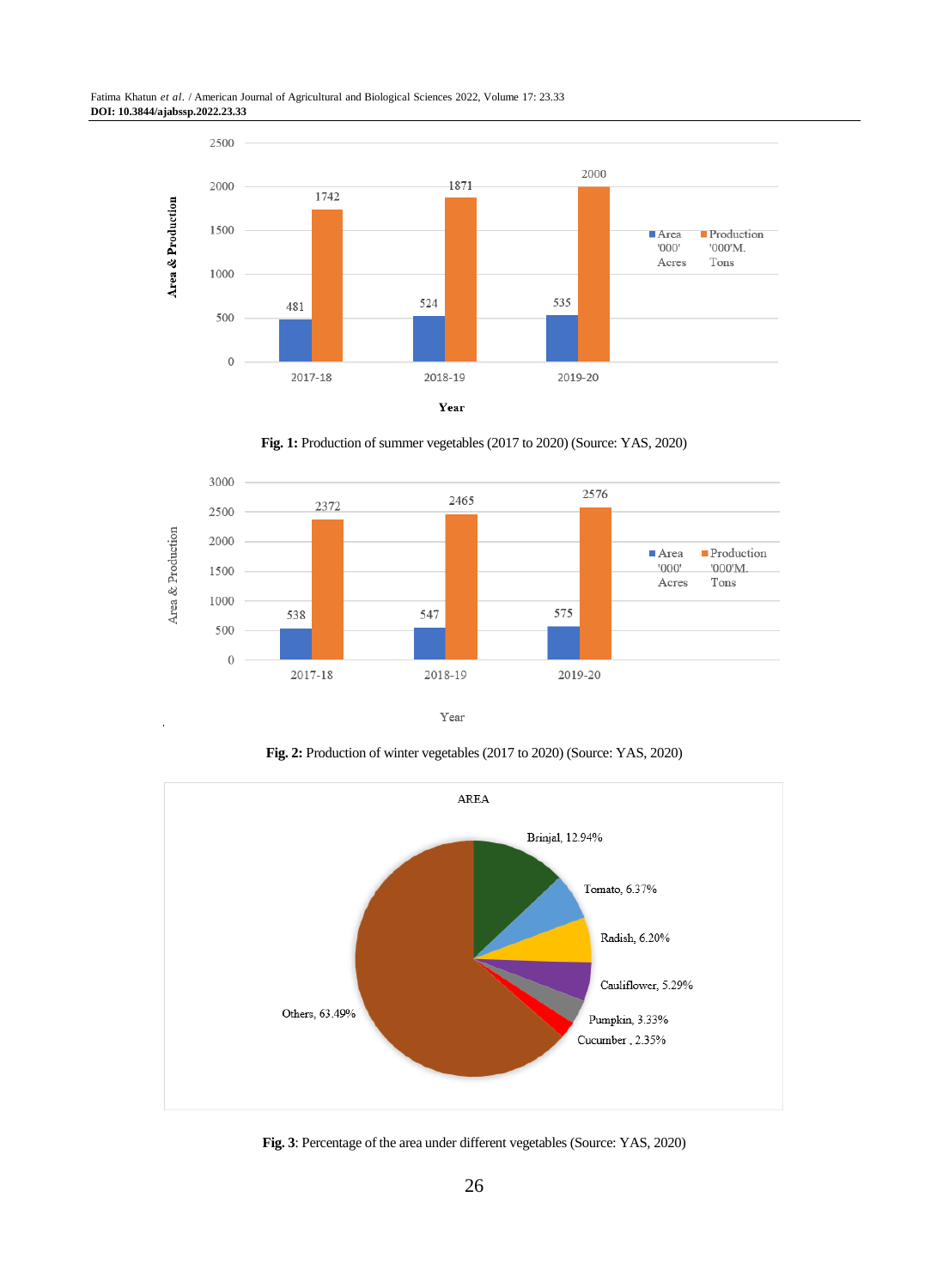**Fig. 1:** Production of summer vegetables (2017 to 2020) (Source: YAS, 2020)

**Fig. 2:** Production of winter vegetables (2017 to 2020) (Source: YAS, 2020)

**Fig. 3**: Percentage of the area under different vegetables (Source: YAS, 2020)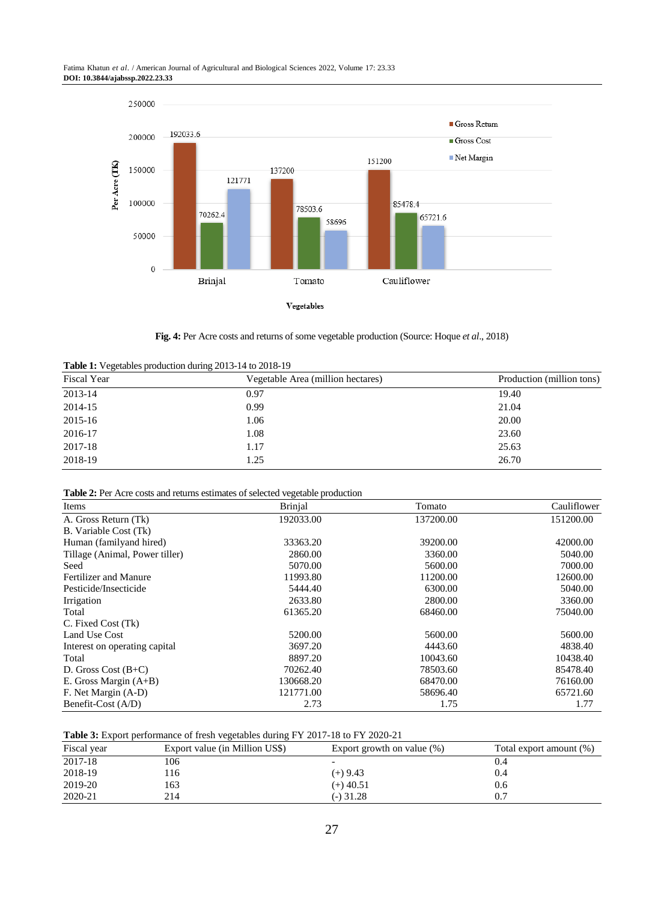**Fig. 4:** Per Acre costs and returns of some vegetable production (Source: Hoque *et al*., 2018)

**Table 1:** Vegetables production during 2013-14 to 2018-19

| Fiscal Year | Vegetable Area (million hectares) | Production (million tons) |
|---|---|---|
| 2013-14 | 0.97 | 19.40 |
| 2014-15 | 0.99 | 21.04 |
| 2015-16 | 1.06 | 20.00 |
| 2016-17 | 1.08 | 23.60 |
| 2017-18 | 1.17 | 25.63 |
| 2018-19 | 1.25 | 26.70 |

**Table 2:** Per Acre costs and returns estimates of selected vegetable production

| Items | Brinjal | Tomato | Cauliflower |
|---|---|---|---|
| A. Gross Return (Tk) | 192033.00 | 137200.00 | 151200.00 |
| B. Variable Cost (Tk) | | | |
| Human (familyand hired) | 33363.20 | 39200.00 | 42000.00 |
| Tillage (Animal, Power tiller) | 2860.00 | 3360.00 | 5040.00 |
| Seed | 5070.00 | 5600.00 | 7000.00 |
| Fertilizer and Manure | 11993.80 | 11200.00 | 12600.00 |
| Pesticide/Insecticide | 5444.40 | 6300.00 | 5040.00 |
| Irrigation | 2633.80 | 2800.00 | 3360.00 |
| Total | 61365.20 | 68460.00 | 75040.00 |
| C. Fixed Cost (Tk) | | | |
| Land Use Cost | 5200.00 | 5600.00 | 5600.00 |
| Interest on operating capital | 3697.20 | 4443.60 | 4838.40 |
| Total | 8897.20 | 10043.60 | 10438.40 |
| D. Gross Cost (B+C) | 70262.40 | 78503.60 | 85478.40 |
| E. Gross Margin (A+B) | 130668.20 | 68470.00 | 76160.00 |
| F. Net Margin (A-D) | 121771.00 | 58696.40 | 65721.60 |
| Benefit-Cost (A/D) | 2.73 | 1.75 | 1.77 |

**Table 3:** Export performance of fresh vegetables during FY 2017-18 to FY 2020-21

| Fiscal year | Export value (in Million US$) | Export growth on value (%) | Total export amount (%) |
|---|---|---|---|
| 2017-18 | 106 | - | 0.4 |
| 2018-19 | 116 | (+) 9.43 | 0.4 |
| 2019-20 | 163 | (+) 40.51 | 0.6 |
| 2020-21 | 214 | (-) 31.28 | 0.7 |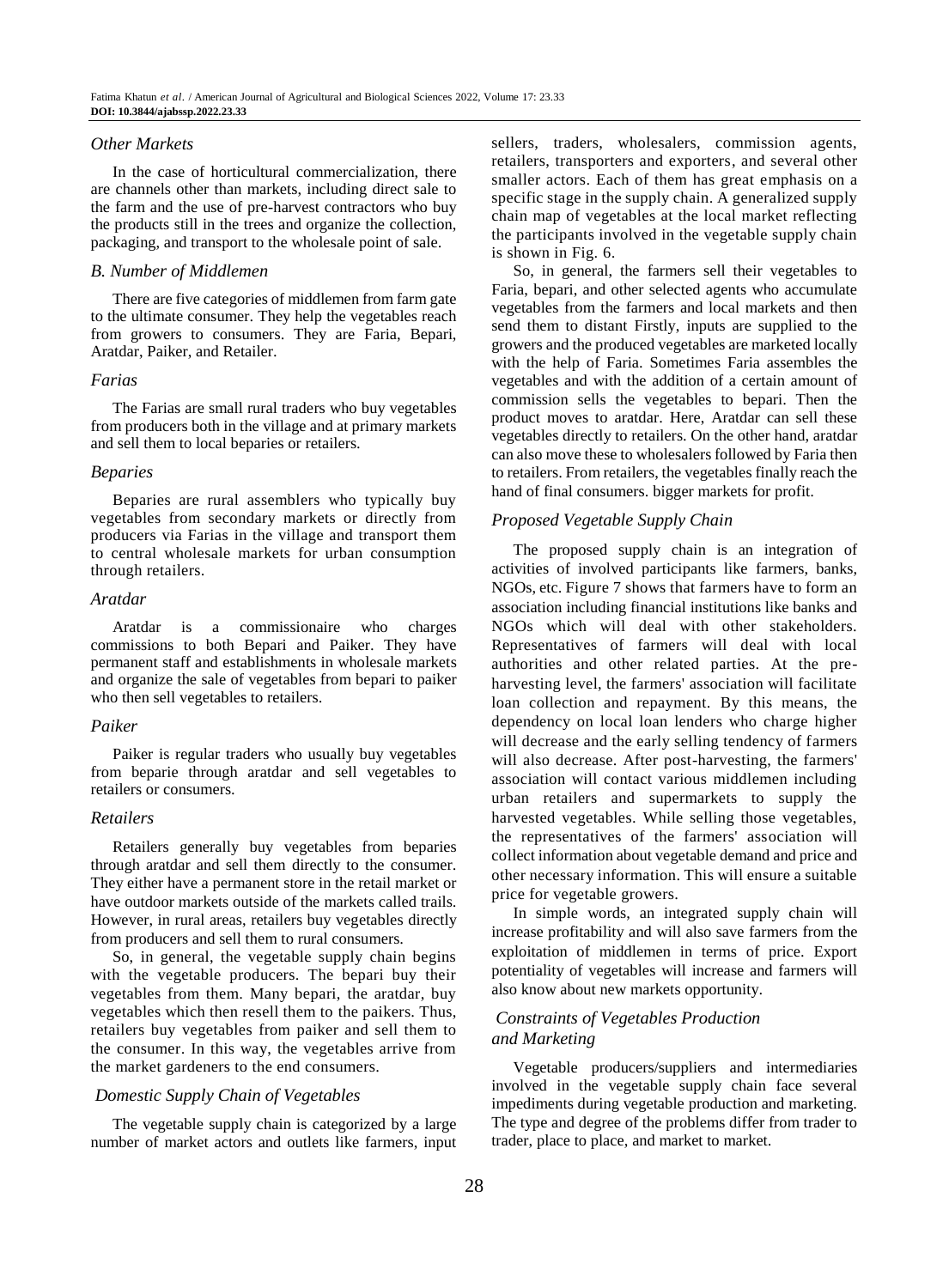### *Other Markets*

In the case of horticultural commercialization, there are channels other than markets, including direct sale to the farm and the use of pre-harvest contractors who buy the products still in the trees and organize the collection, packaging, and transport to the wholesale point of sale.

### *B. Number of Middlemen*

There are five categories of middlemen from farm gate to the ultimate consumer. They help the vegetables reach from growers to consumers. They are Faria, Bepari, Aratdar, Paiker, and Retailer.

### *Farias*

The Farias are small rural traders who buy vegetables from producers both in the village and at primary markets and sell them to local beparies or retailers.

### *Beparies*

Beparies are rural assemblers who typically buy vegetables from secondary markets or directly from producers via Farias in the village and transport them to central wholesale markets for urban consumption through retailers.

### *Aratdar*

Aratdar is a commissionaire who charges commissions to both Bepari and Paiker. They have permanent staff and establishments in wholesale markets and organize the sale of vegetables from bepari to paiker who then sell vegetables to retailers.

### *Paiker*

Paiker is regular traders who usually buy vegetables from beparie through aratdar and sell vegetables to retailers or consumers.

### *Retailers*

Retailers generally buy vegetables from beparies through aratdar and sell them directly to the consumer. They either have a permanent store in the retail market or have outdoor markets outside of the markets called trails. However, in rural areas, retailers buy vegetables directly from producers and sell them to rural consumers.

So, in general, the vegetable supply chain begins with the vegetable producers. The bepari buy their vegetables from them. Many bepari, the aratdar, buy vegetables which then resell them to the paikers. Thus, retailers buy vegetables from paiker and sell them to the consumer. In this way, the vegetables arrive from the market gardeners to the end consumers.

### *Domestic Supply Chain of Vegetables*

The vegetable supply chain is categorized by a large number of market actors and outlets like farmers, input sellers, traders, wholesalers, commission agents, retailers, transporters and exporters, and several other smaller actors. Each of them has great emphasis on a specific stage in the supply chain. A generalized supply chain map of vegetables at the local market reflecting the participants involved in the vegetable supply chain is shown in Fig. 6.

So, in general, the farmers sell their vegetables to Faria, bepari, and other selected agents who accumulate vegetables from the farmers and local markets and then send them to distant Firstly, inputs are supplied to the growers and the produced vegetables are marketed locally with the help of Faria. Sometimes Faria assembles the vegetables and with the addition of a certain amount of commission sells the vegetables to bepari. Then the product moves to aratdar. Here, Aratdar can sell these vegetables directly to retailers. On the other hand, aratdar can also move these to wholesalers followed by Faria then to retailers. From retailers, the vegetables finally reach the hand of final consumers. bigger markets for profit.

### *Proposed Vegetable Supply Chain*

The proposed supply chain is an integration of activities of involved participants like farmers, banks, NGOs, etc. Figure 7 shows that farmers have to form an association including financial institutions like banks and NGOs which will deal with other stakeholders. Representatives of farmers will deal with local authorities and other related parties. At the pre-harvesting level, the farmers' association will facilitate loan collection and repayment. By this means, the dependency on local loan lenders who charge higher will decrease and the early selling tendency of farmers will also decrease. After post-harvesting, the farmers' association will contact various middlemen including urban retailers and supermarkets to supply the harvested vegetables. While selling those vegetables, the representatives of the farmers' association will collect information about vegetable demand and price and other necessary information. This will ensure a suitable price for vegetable growers.

In simple words, an integrated supply chain will increase profitability and will also save farmers from the exploitation of middlemen in terms of price. Export potentiality of vegetables will increase and farmers will also know about new markets opportunity.

### *Constraints of Vegetables Production and Marketing*

Vegetable producers/suppliers and intermediaries involved in the vegetable supply chain face several impediments during vegetable production and marketing. The type and degree of the problems differ from trader to trader, place to place, and market to market.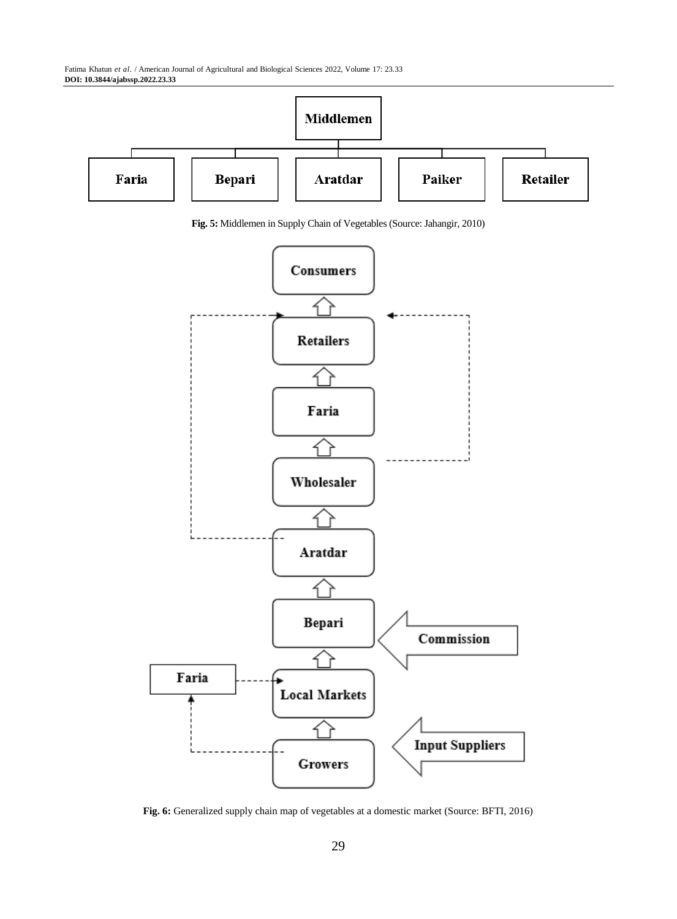Fig. 5: Middlemen in Supply Chain of Vegetables (Source: Jahangir, 2010)

Fig. 6: Generalized supply chain map of vegetables at a domestic market (Source: BFTI, 2016)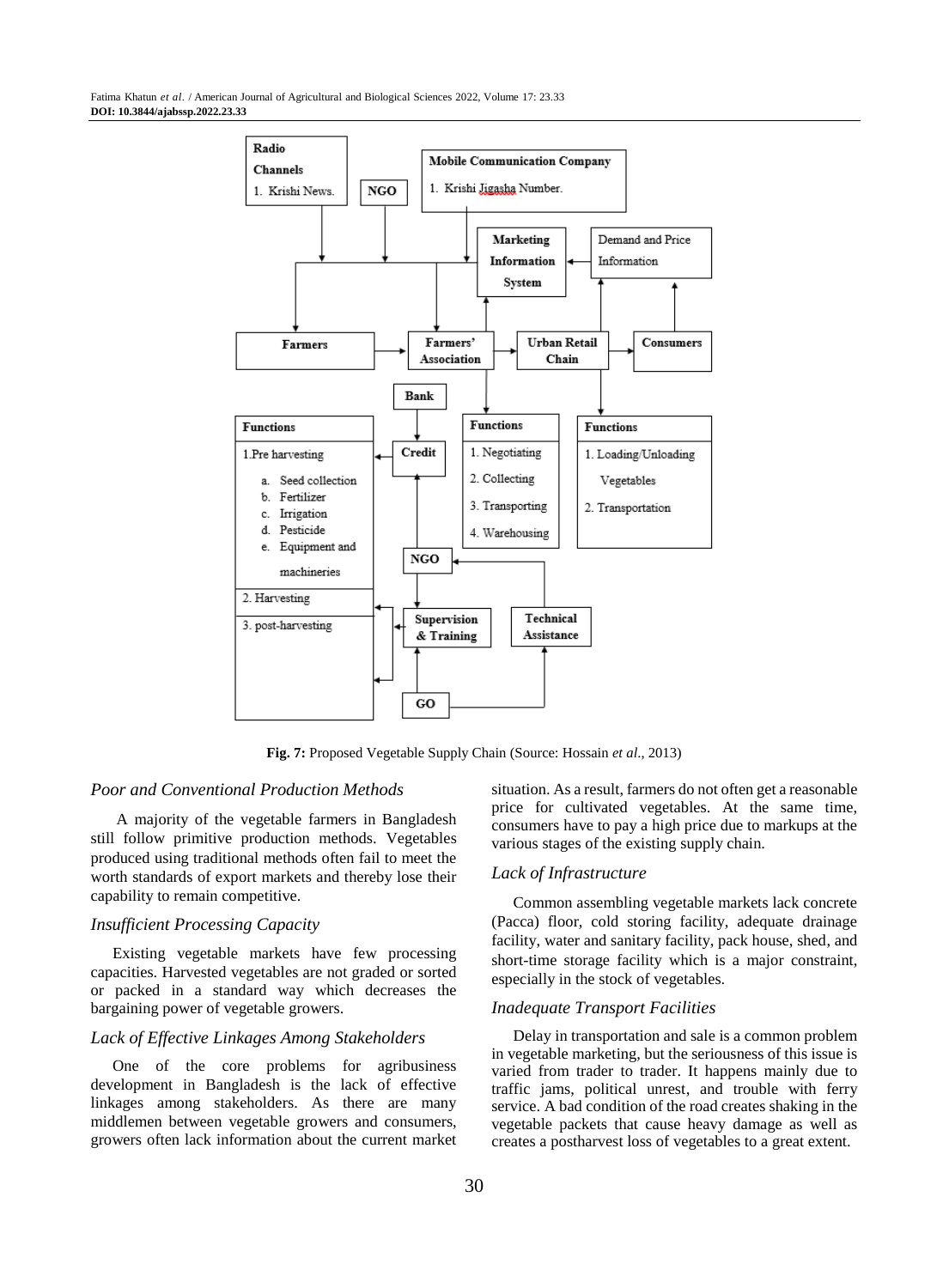Fig. 7: Proposed Vegetable Supply Chain (Source: Hossain *et al*., 2013)

### *Poor and Conventional Production Methods*

A majority of the vegetable farmers in Bangladesh still follow primitive production methods. Vegetables produced using traditional methods often fail to meet the worth standards of export markets and thereby lose their capability to remain competitive.

### *Insufficient Processing Capacity*

Existing vegetable markets have few processing capacities. Harvested vegetables are not graded or sorted or packed in a standard way which decreases the bargaining power of vegetable growers.

### *Lack of Effective Linkages Among Stakeholders*

One of the core problems for agribusiness development in Bangladesh is the lack of effective linkages among stakeholders. As there are many middlemen between vegetable growers and consumers, growers often lack information about the current market situation. As a result, farmers do not often get a reasonable price for cultivated vegetables. At the same time, consumers have to pay a high price due to markups at the various stages of the existing supply chain.

### *Lack of Infrastructure*

Common assembling vegetable markets lack concrete (Pacca) floor, cold storing facility, adequate drainage facility, water and sanitary facility, pack house, shed, and short-time storage facility which is a major constraint, especially in the stock of vegetables.

### *Inadequate Transport Facilities*

Delay in transportation and sale is a common problem in vegetable marketing, but the seriousness of this issue is varied from trader to trader. It happens mainly due to traffic jams, political unrest, and trouble with ferry service. A bad condition of the road creates shaking in the vegetable packets that cause heavy damage as well as creates a postharvest loss of vegetables to a great extent.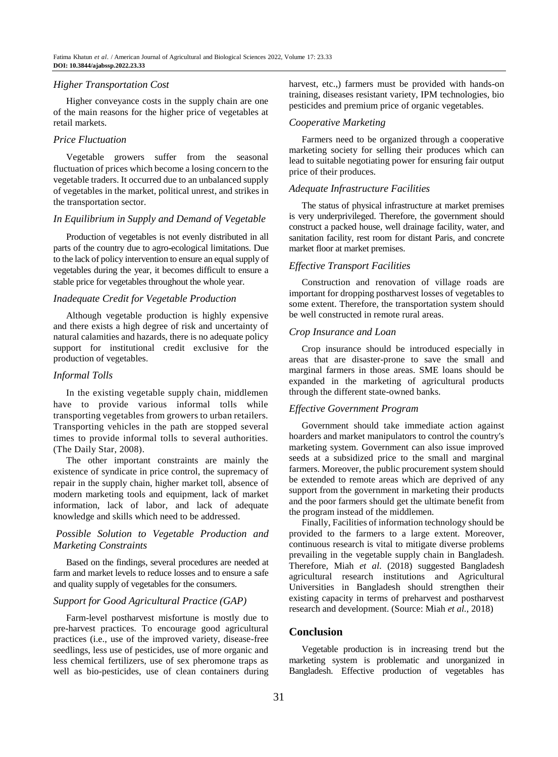### *Higher Transportation Cost*

Higher conveyance costs in the supply chain are one of the main reasons for the higher price of vegetables at retail markets.

### *Price Fluctuation*

Vegetable growers suffer from the seasonal fluctuation of prices which become a losing concern to the vegetable traders. It occurred due to an unbalanced supply of vegetables in the market, political unrest, and strikes in the transportation sector.

### *In Equilibrium in Supply and Demand of Vegetable*

Production of vegetables is not evenly distributed in all parts of the country due to agro-ecological limitations. Due to the lack of policy intervention to ensure an equal supply of vegetables during the year, it becomes difficult to ensure a stable price for vegetables throughout the whole year.

### *Inadequate Credit for Vegetable Production*

Although vegetable production is highly expensive and there exists a high degree of risk and uncertainty of natural calamities and hazards, there is no adequate policy support for institutional credit exclusive for the production of vegetables.

### *Informal Tolls*

In the existing vegetable supply chain, middlemen have to provide various informal tolls while transporting vegetables from growers to urban retailers. Transporting vehicles in the path are stopped several times to provide informal tolls to several authorities. (The Daily Star, 2008).

The other important constraints are mainly the existence of syndicate in price control, the supremacy of repair in the supply chain, higher market toll, absence of modern marketing tools and equipment, lack of market information, lack of labor, and lack of adequate knowledge and skills which need to be addressed.

### *Possible Solution to Vegetable Production and Marketing Constraints*

Based on the findings, several procedures are needed at farm and market levels to reduce losses and to ensure a safe and quality supply of vegetables for the consumers.

### *Support for Good Agricultural Practice (GAP)*

Farm-level postharvest misfortune is mostly due to pre-harvest practices. To encourage good agricultural practices (i.e., use of the improved variety, disease-free seedlings, less use of pesticides, use of more organic and less chemical fertilizers, use of sex pheromone traps as well as bio-pesticides, use of clean containers during harvest, etc.,) farmers must be provided with hands-on training, diseases resistant variety, IPM technologies, bio pesticides and premium price of organic vegetables.

### *Cooperative Marketing*

Farmers need to be organized through a cooperative marketing society for selling their produces which can lead to suitable negotiating power for ensuring fair output price of their produces.

### *Adequate Infrastructure Facilities*

The status of physical infrastructure at market premises is very underprivileged. Therefore, the government should construct a packed house, well drainage facility, water, and sanitation facility, rest room for distant Paris, and concrete market floor at market premises.

### *Effective Transport Facilities*

Construction and renovation of village roads are important for dropping postharvest losses of vegetables to some extent. Therefore, the transportation system should be well constructed in remote rural areas.

### *Crop Insurance and Loan*

Crop insurance should be introduced especially in areas that are disaster-prone to save the small and marginal farmers in those areas. SME loans should be expanded in the marketing of agricultural products through the different state-owned banks.

### *Effective Government Program*

Government should take immediate action against hoarders and market manipulators to control the country's marketing system. Government can also issue improved seeds at a subsidized price to the small and marginal farmers. Moreover, the public procurement system should be extended to remote areas which are deprived of any support from the government in marketing their products and the poor farmers should get the ultimate benefit from the program instead of the middlemen.

Finally, Facilities of information technology should be provided to the farmers to a large extent. Moreover, continuous research is vital to mitigate diverse problems prevailing in the vegetable supply chain in Bangladesh. Therefore, Miah *et al*. (2018) suggested Bangladesh agricultural research institutions and Agricultural Universities in Bangladesh should strengthen their existing capacity in terms of preharvest and postharvest research and development. (Source: Miah *et al*., 2018)

## Conclusion

Vegetable production is in increasing trend but the marketing system is problematic and unorganized in Bangladesh. Effective production of vegetables has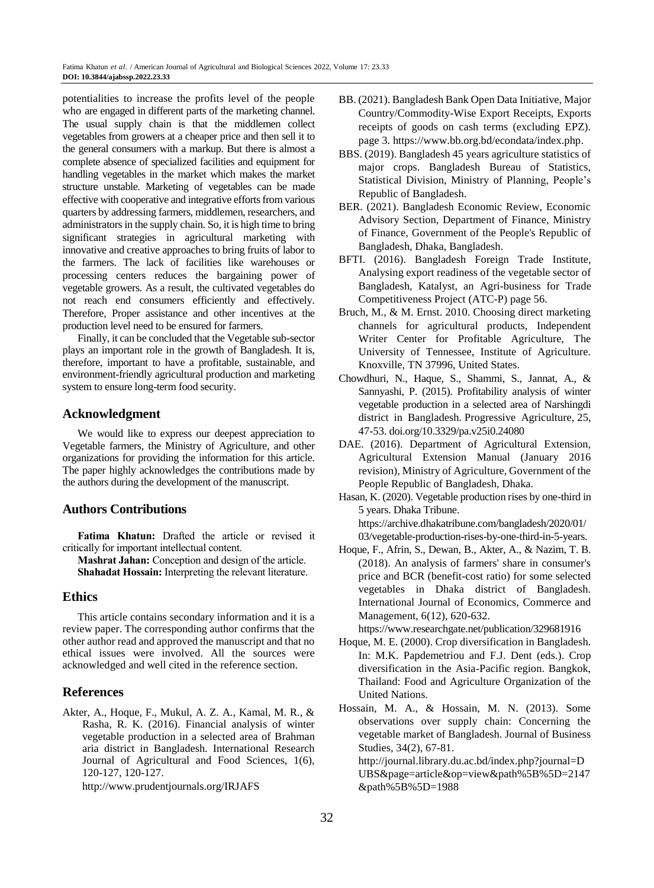potentialities to increase the profits level of the people who are engaged in different parts of the marketing channel. The usual supply chain is that the middlemen collect vegetables from growers at a cheaper price and then sell it to the general consumers with a markup. But there is almost a complete absence of specialized facilities and equipment for handling vegetables in the market which makes the market structure unstable. Marketing of vegetables can be made effective with cooperative and integrative efforts from various quarters by addressing farmers, middlemen, researchers, and administrators in the supply chain. So, it is high time to bring significant strategies in agricultural marketing with innovative and creative approaches to bring fruits of labor to the farmers. The lack of facilities like warehouses or processing centers reduces the bargaining power of vegetable growers. As a result, the cultivated vegetables do not reach end consumers efficiently and effectively. Therefore, Proper assistance and other incentives at the production level need to be ensured for farmers.

Finally, it can be concluded that the Vegetable sub-sector plays an important role in the growth of Bangladesh. It is, therefore, important to have a profitable, sustainable, and environment-friendly agricultural production and marketing system to ensure long-term food security.

## Acknowledgment

We would like to express our deepest appreciation to Vegetable farmers, the Ministry of Agriculture, and other organizations for providing the information for this article. The paper highly acknowledges the contributions made by the authors during the development of the manuscript.

## Authors Contributions

**Fatima Khatun:** Drafted the article or revised it critically for important intellectual content.

**Mashrat Jahan:** Conception and design of the article.

**Shahadat Hossain:** Interpreting the relevant literature.

## Ethics

This article contains secondary information and it is a review paper. The corresponding author confirms that the other author read and approved the manuscript and that no ethical issues were involved. All the sources were acknowledged and well cited in the reference section.

## References

Akter, A., Hoque, F., Mukul, A. Z. A., Kamal, M. R., & Rasha, R. K. (2016). Financial analysis of winter vegetable production in a selected area of Brahman aria district in Bangladesh. International Research Journal of Agricultural and Food Sciences, 1(6), 120-127, 120-127. http://www.prudentjournals.org/IRJAFS

BB. (2021). Bangladesh Bank Open Data Initiative, Major Country/Commodity-Wise Export Receipts, Exports receipts of goods on cash terms (excluding EPZ). page 3. https://www.bb.org.bd/econdata/index.php.

BBS. (2019). Bangladesh 45 years agriculture statistics of major crops. Bangladesh Bureau of Statistics, Statistical Division, Ministry of Planning, People's Republic of Bangladesh.

BER. (2021). Bangladesh Economic Review, Economic Advisory Section, Department of Finance, Ministry of Finance, Government of the People's Republic of Bangladesh, Dhaka, Bangladesh.

BFTI. (2016). Bangladesh Foreign Trade Institute, Analysing export readiness of the vegetable sector of Bangladesh, Katalyst, an Agri-business for Trade Competitiveness Project (ATC-P) page 56.

Bruch, M., & M. Ernst. 2010. Choosing direct marketing channels for agricultural products, Independent Writer Center for Profitable Agriculture, The University of Tennessee, Institute of Agriculture. Knoxville, TN 37996, United States.

Chowdhuri, N., Haque, S., Shammi, S., Jannat, A., & Sannyashi, P. (2015). Profitability analysis of winter vegetable production in a selected area of Narshingdi district in Bangladesh. Progressive Agriculture, 25, 47-53. doi.org/10.3329/pa.v25i0.24080

DAE. (2016). Department of Agricultural Extension, Agricultural Extension Manual (January 2016 revision), Ministry of Agriculture, Government of the People Republic of Bangladesh, Dhaka.

Hasan, K. (2020). Vegetable production rises by one-third in 5 years. Dhaka Tribune. https://archive.dhakatribune.com/bangladesh/2020/01/03/vegetable-production-rises-by-one-third-in-5-years.

Hoque, F., Afrin, S., Dewan, B., Akter, A., & Nazim, T. B. (2018). An analysis of farmers' share in consumer's price and BCR (benefit-cost ratio) for some selected vegetables in Dhaka district of Bangladesh. International Journal of Economics, Commerce and Management, 6(12), 620-632. https://www.researchgate.net/publication/329681916

Hoque, M. E. (2000). Crop diversification in Bangladesh. In: M.K. Papdemetriou and F.J. Dent (eds.). Crop diversification in the Asia-Pacific region. Bangkok, Thailand: Food and Agriculture Organization of the United Nations.

Hossain, M. A., & Hossain, M. N. (2013). Some observations over supply chain: Concerning the vegetable market of Bangladesh. Journal of Business Studies, 34(2), 67-81. http://journal.library.du.ac.bd/index.php?journal=DUBS&page=article&op=view&path%5B%5D=2147&path%5B%5D=1988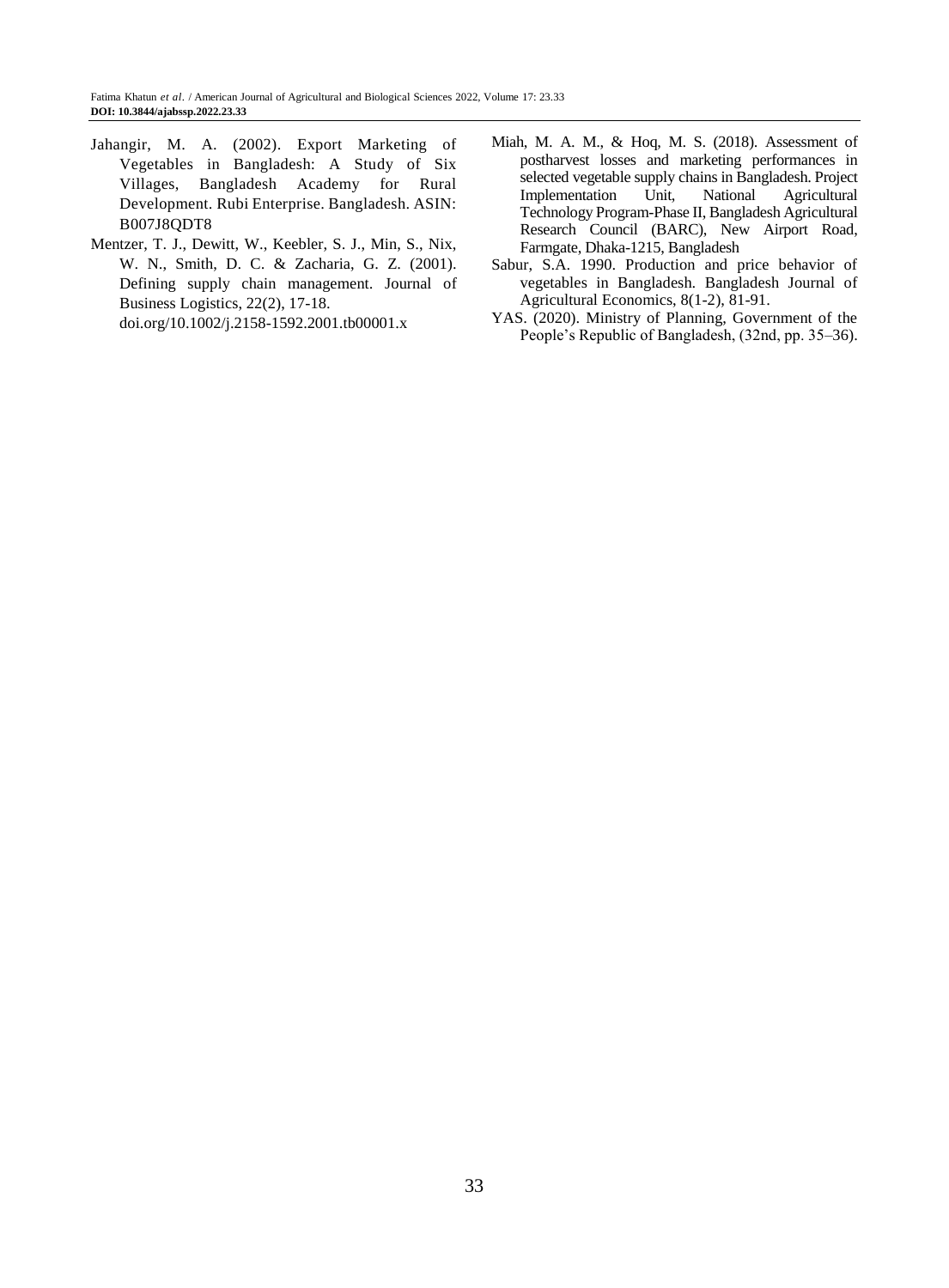Jahangir, M. A. (2002). Export Marketing of Vegetables in Bangladesh: A Study of Six Villages, Bangladesh Academy for Rural Development. Rubi Enterprise. Bangladesh. ASIN: B007J8QDT8

Mentzer, T. J., Dewitt, W., Keebler, S. J., Min, S., Nix, W. N., Smith, D. C. & Zacharia, G. Z. (2001). Defining supply chain management. Journal of Business Logistics, 22(2), 17-18. doi.org/10.1002/j.2158-1592.2001.tb00001.x

Miah, M. A. M., & Hoq, M. S. (2018). Assessment of postharvest losses and marketing performances in selected vegetable supply chains in Bangladesh. Project Implementation Unit, National Agricultural Technology Program-Phase II, Bangladesh Agricultural Research Council (BARC), New Airport Road, Farmgate, Dhaka-1215, Bangladesh

Sabur, S.A. 1990. Production and price behavior of vegetables in Bangladesh. Bangladesh Journal of Agricultural Economics, 8(1-2), 81-91.

YAS. (2020). Ministry of Planning, Government of the People's Republic of Bangladesh, (32nd, pp. 35–36).